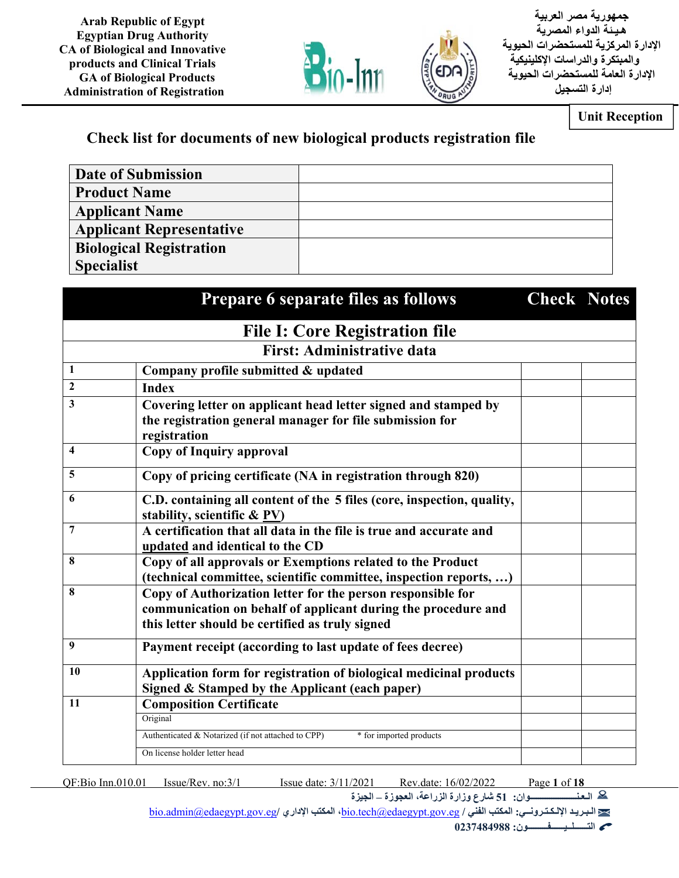Arab Republic of Egypt
Egyptian Drug Authority
CA of Biological and Innovative products and Clinical Trials
GA of Biological Products
Administration of Registration

جمهورية مصر العربية
هيئة الدواء المصرية
الإدارة المركزية للمستحضرات الحيوية والمبتكرة والدراسات الإكلينيكية
الإدارة العامة للمستحضرات الحيوية
إدارة التسجيل

**Unit Reception**

## Check list for documents of new biological products registration file

| Date of Submission | |
|---|---|
| Product Name | |
| Applicant Name | |
| Applicant Representative | |
| Biological Registration Specialist | |

| | Prepare 6 separate files as follows | Check | Notes |
|---|---|---|---|
| | **File I: Core Registration file** | | |
| | **First: Administrative data** | | |
| 1 | Company profile submitted & updated | | |
| 2 | Index | | |
| 3 | Covering letter on applicant head letter signed and stamped by the registration general manager for file submission for registration | | |
| 4 | Copy of Inquiry approval | | |
| 5 | Copy of pricing certificate (NA in registration through 820) | | |
| 6 | C.D. containing all content of the 5 files (core, inspection, quality, stability, scientific & PV) | | |
| 7 | A certification that all data in the file is true and accurate and updated and identical to the CD | | |
| 8 | Copy of all approvals or Exemptions related to the Product (technical committee, scientific committee, inspection reports, …) | | |
| 8 | Copy of Authorization letter for the person responsible for communication on behalf of applicant during the procedure and this letter should be certified as truly signed | | |
| 9 | Payment receipt (according to last update of fees decree) | | |
| 10 | Application form for registration of biological medicinal products Signed & Stamped by the Applicant (each paper) | | |
| 11 | Composition Certificate | | |
| | Original | | |
| | Authenticated & Notarized (if not attached to CPP) * for imported products | | |
| | On license holder letter head | | |

QF:Bio Inn.010.01 Issue/Rev. no:3/1 Issue date: 3/11/2021 Rev.date: 16/02/2022

العنوان: 51 شارع وزارة الزراعة، العجوزة – الجيزة
البريد الإلكتروني: المكتب الفني / bio.tech@edaegypt.gov.eg، المكتب الإداري / bio.admin@edaegypt.gov.eg
التليفون: 0237484988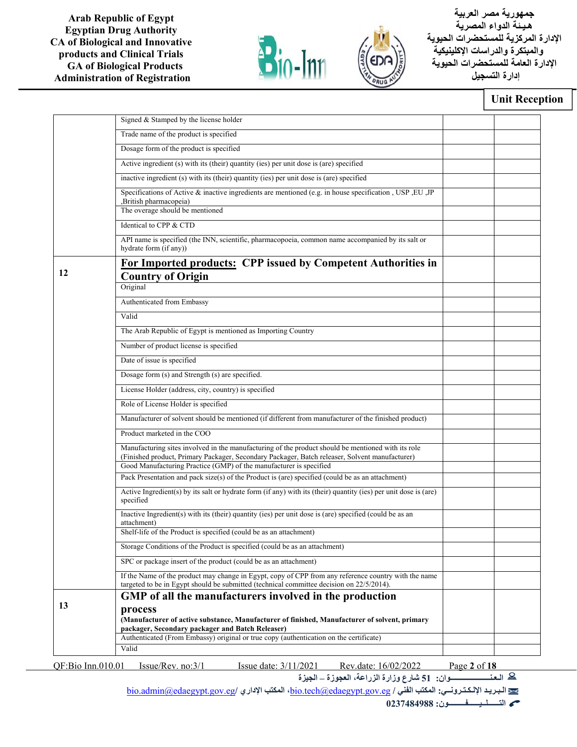Unit Reception

| | | | |
|---|---|---|---|
| | Signed & Stamped by the license holder | | |
| | Trade name of the product is specified | | |
| | Dosage form of the product is specified | | |
| | Active ingredient (s) with its (their) quantity (ies) per unit dose is (are) specified | | |
| | inactive ingredient (s) with its (their) quantity (ies) per unit dose is (are) specified | | |
| | Specifications of Active & inactive ingredients are mentioned (e.g. in house specification , USP ,EU ,JP ,British pharmacopeia) | | |
| | The overage should be mentioned | | |
| | Identical to CPP & CTD | | |
| | API name is specified (the INN, scientific, pharmacopoeia, common name accompanied by its salt or hydrate form (if any)) | | |
| **12** | **For Imported products: CPP issued by Competent Authorities in Country of Origin** | | |
| | Original | | |
| | Authenticated from Embassy | | |
| | Valid | | |
| | The Arab Republic of Egypt is mentioned as Importing Country | | |
| | Number of product license is specified | | |
| | Date of issue is specified | | |
| | Dosage form (s) and Strength (s) are specified. | | |
| | License Holder (address, city, country) is specified | | |
| | Role of License Holder is specified | | |
| | Manufacturer of solvent should be mentioned (if different from manufacturer of the finished product) | | |
| | Product marketed in the COO | | |
| | Manufacturing sites involved in the manufacturing of the product should be mentioned with its role (Finished product, Primary Packager, Secondary Packager, Batch releaser, Solvent manufacturer) | | |
| | Good Manufacturing Practice (GMP) of the manufacturer is specified | | |
| | Pack Presentation and pack size(s) of the Product is (are) specified (could be as an attachment) | | |
| | Active Ingredient(s) by its salt or hydrate form (if any) with its (their) quantity (ies) per unit dose is (are) specified | | |
| | Inactive Ingredient(s) with its (their) quantity (ies) per unit dose is (are) specified (could be as an attachment) | | |
| | Shelf-life of the Product is specified (could be as an attachment) | | |
| | Storage Conditions of the Product is specified (could be as an attachment) | | |
| | SPC or package insert of the product (could be as an attachment) | | |
| | If the Name of the product may change in Egypt, copy of CPP from any reference country with the name targeted to be in Egypt should be submitted (technical committee decision on 22/5/2014). | | |
| **13** | **GMP of all the manufacturers involved in the production process** **(Manufacturer of active substance, Manufacturer of finished, Manufacturer of solvent, primary packager, Secondary packager and Batch Releaser)** | | |
| | Authenticated (From Embassy) original or true copy (authentication on the certificate) | | |
| | Valid | | |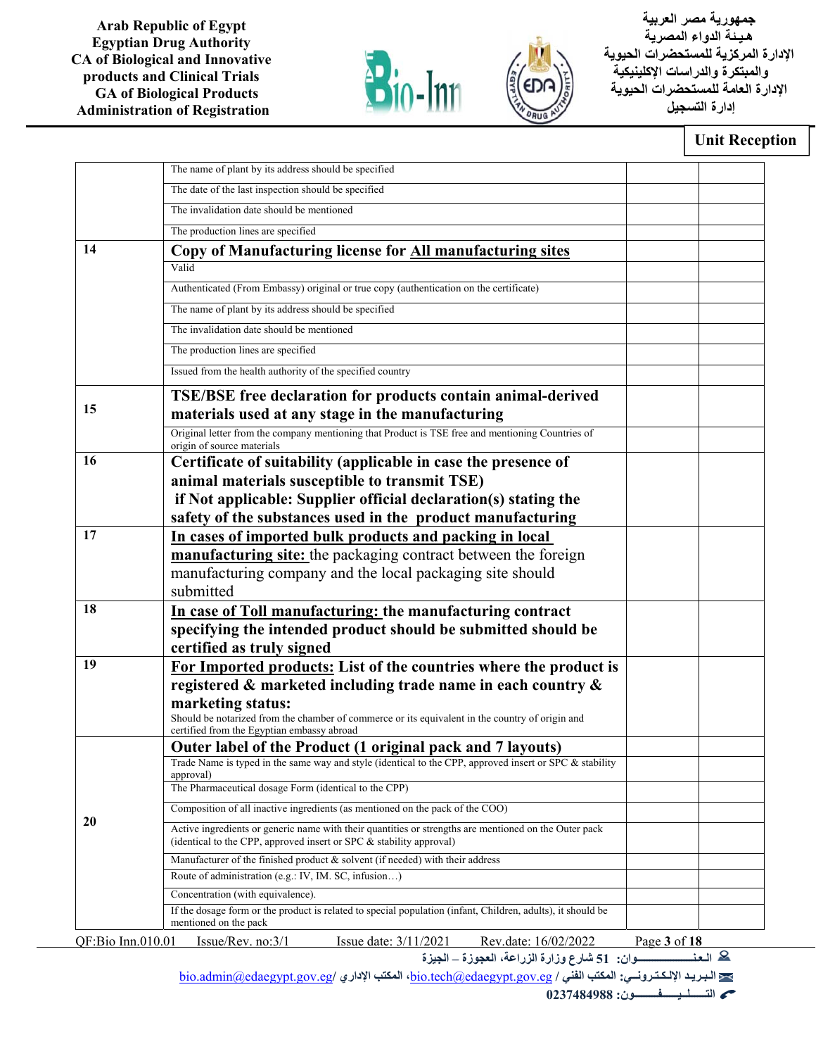Unit Reception

| | | | |
|---|---|---|---|
| | The name of plant by its address should be specified | | |
| | The date of the last inspection should be specified | | |
| | The invalidation date should be mentioned | | |
| | The production lines are specified | | |
| 14 | **Copy of Manufacturing license for All manufacturing sites** | | |
| | Valid | | |
| | Authenticated (From Embassy) original or true copy (authentication on the certificate) | | |
| | The name of plant by its address should be specified | | |
| | The invalidation date should be mentioned | | |
| | The production lines are specified | | |
| | Issued from the health authority of the specified country | | |
| 15 | **TSE/BSE free declaration for products contain animal-derived materials used at any stage in the manufacturing** | | |
| | Original letter from the company mentioning that Product is TSE free and mentioning Countries of origin of source materials | | |
| 16 | **Certificate of suitability (applicable in case the presence of animal materials susceptible to transmit TSE) if Not applicable: Supplier official declaration(s) stating the safety of the substances used in the product manufacturing** | | |
| 17 | **In cases of imported bulk products and packing in local manufacturing site:** the packaging contract between the foreign manufacturing company and the local packaging site should submitted | | |
| 18 | **In case of Toll manufacturing: the manufacturing contract specifying the intended product should be submitted should be certified as truly signed** | | |
| 19 | **For Imported products: List of the countries where the product is registered & marketed including trade name in each country & marketing status:** Should be notarized from the chamber of commerce or its equivalent in the country of origin and certified from the Egyptian embassy abroad | | |
| 20 | **Outer label of the Product (1 original pack and 7 layouts)** | | |
| | Trade Name is typed in the same way and style (identical to the CPP, approved insert or SPC & stability approval) | | |
| | The Pharmaceutical dosage Form (identical to the CPP) | | |
| | Composition of all inactive ingredients (as mentioned on the pack of the COO) | | |
| | Active ingredients or generic name with their quantities or strengths are mentioned on the Outer pack (identical to the CPP, approved insert or SPC & stability approval) | | |
| | Manufacturer of the finished product & solvent (if needed) with their address | | |
| | Route of administration (e.g.: IV, IM. SC, infusion…) | | |
| | Concentration (with equivalence). | | |
| | If the dosage form or the product is related to special population (infant, Children, adults), it should be mentioned on the pack | | |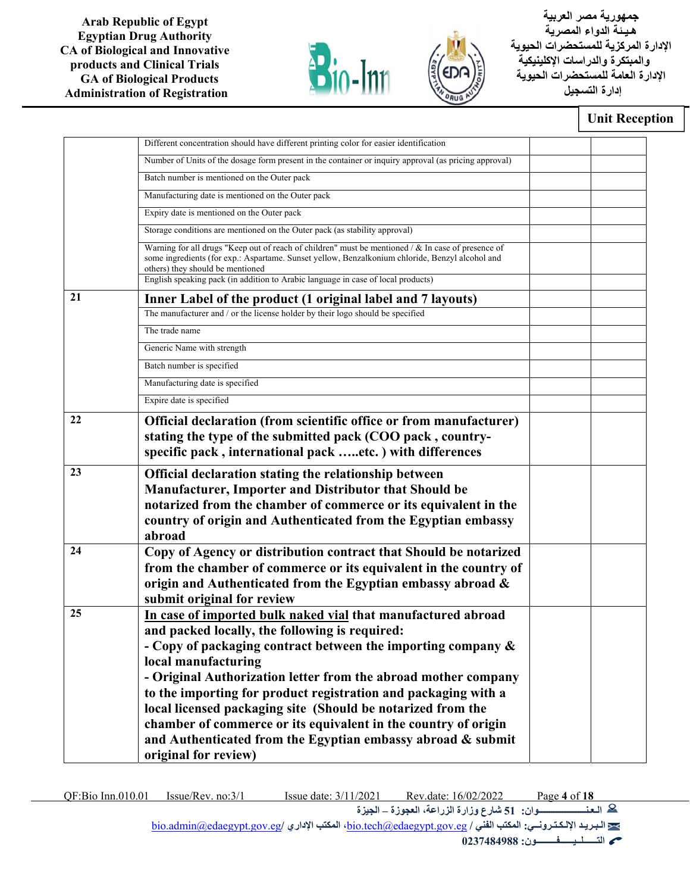Unit Reception

| | | | |
|---|---|---|---|
| | Different concentration should have different printing color for easier identification | | |
| | Number of Units of the dosage form present in the container or inquiry approval (as pricing approval) | | |
| | Batch number is mentioned on the Outer pack | | |
| | Manufacturing date is mentioned on the Outer pack | | |
| | Expiry date is mentioned on the Outer pack | | |
| | Storage conditions are mentioned on the Outer pack (as stability approval) | | |
| | Warning for all drugs "Keep out of reach of children" must be mentioned / & In case of presence of some ingredients (for exp.: Aspartame. Sunset yellow, Benzalkonium chloride, Benzyl alcohol and others) they should be mentioned | | |
| | English speaking pack (in addition to Arabic language in case of local products) | | |
| 21 | **Inner Label of the product (1 original label and 7 layouts)** | | |
| | The manufacturer and / or the license holder by their logo should be specified | | |
| | The trade name | | |
| | Generic Name with strength | | |
| | Batch number is specified | | |
| | Manufacturing date is specified | | |
| | Expire date is specified | | |
| 22 | **Official declaration (from scientific office or from manufacturer) stating the type of the submitted pack (COO pack , country-specific pack , international pack …..etc. ) with differences** | | |
| 23 | **Official declaration stating the relationship between Manufacturer, Importer and Distributor that Should be notarized from the chamber of commerce or its equivalent in the country of origin and Authenticated from the Egyptian embassy abroad** | | |
| 24 | **Copy of Agency or distribution contract that Should be notarized from the chamber of commerce or its equivalent in the country of origin and Authenticated from the Egyptian embassy abroad & submit original for review** | | |
| 25 | **<u>In case of imported bulk naked vial</u> that manufactured abroad and packed locally, the following is required:**<br>**- Copy of packaging contract between the importing company & local manufacturing**<br>**- Original Authorization letter from the abroad mother company to the importing for product registration and packaging with a local licensed packaging site (Should be notarized from the chamber of commerce or its equivalent in the country of origin and Authenticated from the Egyptian embassy abroad & submit original for review)** | | |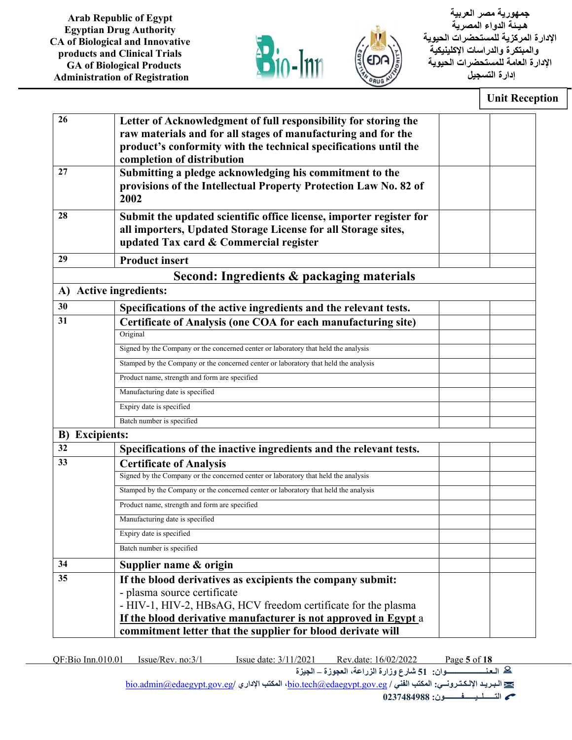Unit Reception

| | | | |
|---|---|---|---|
| 26 | **Letter of Acknowledgment of full responsibility for storing the raw materials and for all stages of manufacturing and for the product's conformity with the technical specifications until the completion of distribution** | | |
| 27 | **Submitting a pledge acknowledging his commitment to the provisions of the Intellectual Property Protection Law No. 82 of 2002** | | |
| 28 | **Submit the updated scientific office license, importer register for all importers, Updated Storage License for all Storage sites, updated Tax card & Commercial register** | | |
| 29 | **Product insert** | | |
| **Second: Ingredients & packaging materials** | | | |
| **A) Active ingredients:** | | | |
| 30 | **Specifications of the active ingredients and the relevant tests.** | | |
| 31 | **Certificate of Analysis (one COA for each manufacturing site)** | | |
| | Original | | |
| | Signed by the Company or the concerned center or laboratory that held the analysis | | |
| | Stamped by the Company or the concerned center or laboratory that held the analysis | | |
| | Product name, strength and form are specified | | |
| | Manufacturing date is specified | | |
| | Expiry date is specified | | |
| | Batch number is specified | | |
| **B) Excipients:** | | | |
| 32 | **Specifications of the inactive ingredients and the relevant tests.** | | |
| 33 | **Certificate of Analysis** | | |
| | Signed by the Company or the concerned center or laboratory that held the analysis | | |
| | Stamped by the Company or the concerned center or laboratory that held the analysis | | |
| | Product name, strength and form are specified | | |
| | Manufacturing date is specified | | |
| | Expiry date is specified | | |
| | Batch number is specified | | |
| 34 | **Supplier name & origin** | | |
| 35 | **If the blood derivatives as excipients the company submit:**<br>- plasma source certificate<br>- HIV-1, HIV-2, HBsAG, HCV freedom certificate for the plasma<br>**If the blood derivative manufacturer is not approved in Egypt** a **commitment letter that the supplier for blood derivate will** | | |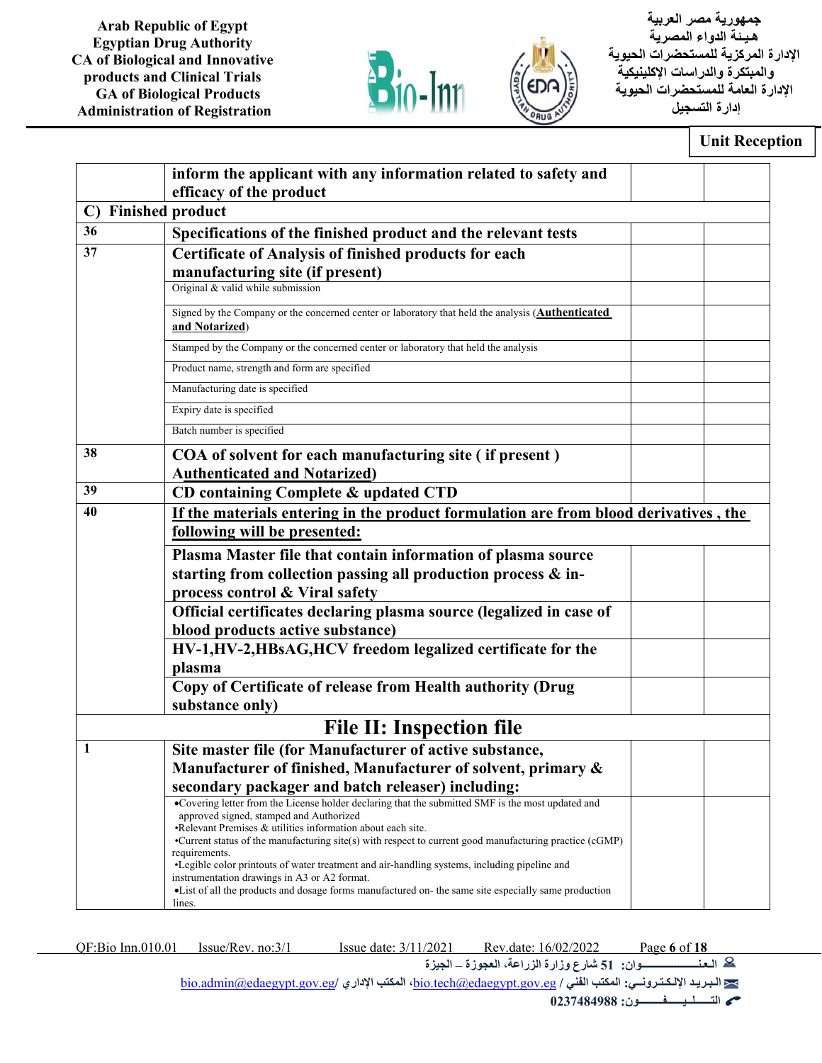Arab Republic of Egypt
Egyptian Drug Authority
CA of Biological and Innovative products and Clinical Trials
GA of Biological Products
Administration of Registration

جمهورية مصر العربية
هيئة الدواء المصرية
الإدارة المركزية للمستحضرات الحيوية والمبتكرة والدراسات الإكلينيكية
الإدارة العامة للمستحضرات الحيوية
إدارة التسجيل

**Unit Reception**

| | | | |
|---|---|---|---|
| | **inform the applicant with any information related to safety and efficacy of the product** | | |
| **C) Finished product** | | | |
| **36** | **Specifications of the finished product and the relevant tests** | | |
| **37** | **Certificate of Analysis of finished products for each manufacturing site (if present)** | | |
| | Original & valid while submission | | |
| | Signed by the Company or the concerned center or laboratory that held the analysis (**Authenticated and Notarized**) | | |
| | Stamped by the Company or the concerned center or laboratory that held the analysis | | |
| | Product name, strength and form are specified | | |
| | Manufacturing date is specified | | |
| | Expiry date is specified | | |
| | Batch number is specified | | |
| **38** | **COA of solvent for each manufacturing site ( if present ) Authenticated and Notarized)** | | |
| **39** | **CD containing Complete & updated CTD** | | |
| **40** | **If the materials entering in the product formulation are from blood derivatives , the following will be presented:** | | |
| | **Plasma Master file that contain information of plasma source starting from collection passing all production process & in-process control & Viral safety** | | |
| | **Official certificates declaring plasma source (legalized in case of blood products active substance)** | | |
| | **HV-1,HV-2,HBsAG,HCV freedom legalized certificate for the plasma** | | |
| | **Copy of Certificate of release from Health authority (Drug substance only)** | | |
| **File II: Inspection file** | | | |
| **1** | **Site master file (for Manufacturer of active substance, Manufacturer of finished, Manufacturer of solvent, primary & secondary packager and batch releaser) including:** | | |
| | •Covering letter from the License holder declaring that the submitted SMF is the most updated and approved signed, stamped and Authorized<br>•Relevant Premises & utilities information about each site.<br>•Current status of the manufacturing site(s) with respect to current good manufacturing practice (cGMP) requirements.<br>•Legible color printouts of water treatment and air-handling systems, including pipeline and instrumentation drawings in A3 or A2 format.<br>•List of all the products and dosage forms manufactured on- the same site especially same production lines. | | |

QF:Bio Inn.010.01 Issue/Rev. no:3/1 Issue date: 3/11/2021 Rev.date: 16/02/2022

العنوان: 51 شارع وزارة الزراعة، العجوزة – الجيزة
البريد الإلكتروني: المكتب الفني / bio.tech@edaegypt.gov.eg، المكتب الإداري / bio.admin@edaegypt.gov.eg
التليفون: 0237484988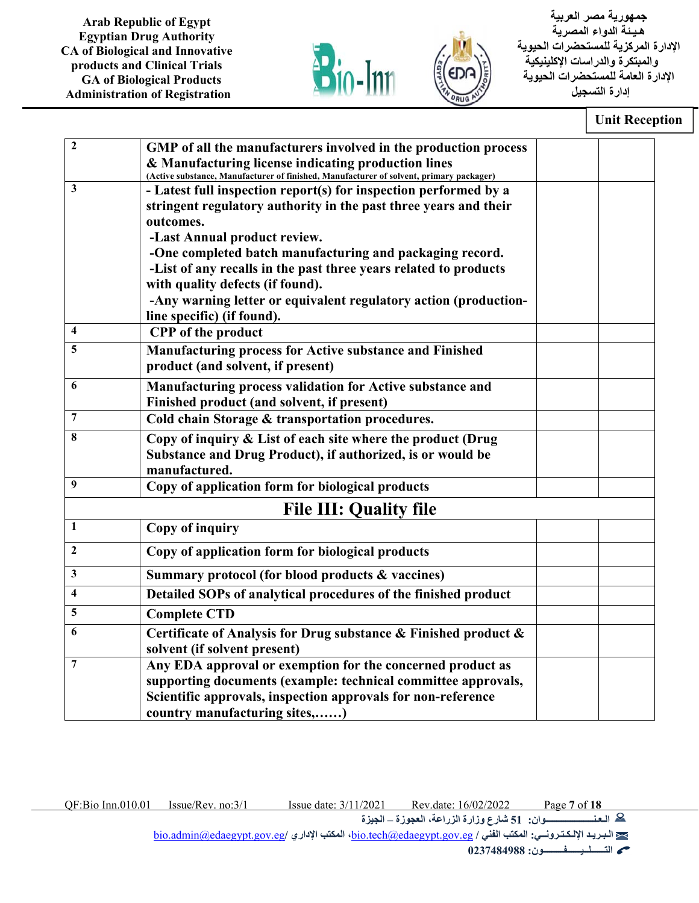Unit Reception

| | | | |
|---|---|---|---|
| 2 | **GMP of all the manufacturers involved in the production process & Manufacturing license indicating production lines** (Active substance, Manufacturer of finished, Manufacturer of solvent, primary packager) | | |
| 3 | **- Latest full inspection report(s) for inspection performed by a stringent regulatory authority in the past three years and their outcomes.**<br>**-Last Annual product review.**<br>**-One completed batch manufacturing and packaging record.**<br>**-List of any recalls in the past three years related to products with quality defects (if found).**<br>**-Any warning letter or equivalent regulatory action (production-line specific) (if found).** | | |
| 4 | **CPP of the product** | | |
| 5 | **Manufacturing process for Active substance and Finished product (and solvent, if present)** | | |
| 6 | **Manufacturing process validation for Active substance and Finished product (and solvent, if present)** | | |
| 7 | **Cold chain Storage & transportation procedures.** | | |
| 8 | **Copy of inquiry & List of each site where the product (Drug Substance and Drug Product), if authorized, is or would be manufactured.** | | |
| 9 | **Copy of application form for biological products** | | |
| **File III: Quality file** | | | |
| 1 | **Copy of inquiry** | | |
| 2 | **Copy of application form for biological products** | | |
| 3 | **Summary protocol (for blood products & vaccines)** | | |
| 4 | **Detailed SOPs of analytical procedures of the finished product** | | |
| 5 | **Complete CTD** | | |
| 6 | **Certificate of Analysis for Drug substance & Finished product & solvent (if solvent present)** | | |
| 7 | **Any EDA approval or exemption for the concerned product as supporting documents (example: technical committee approvals, Scientific approvals, inspection approvals for non-reference country manufacturing sites,……)** | | |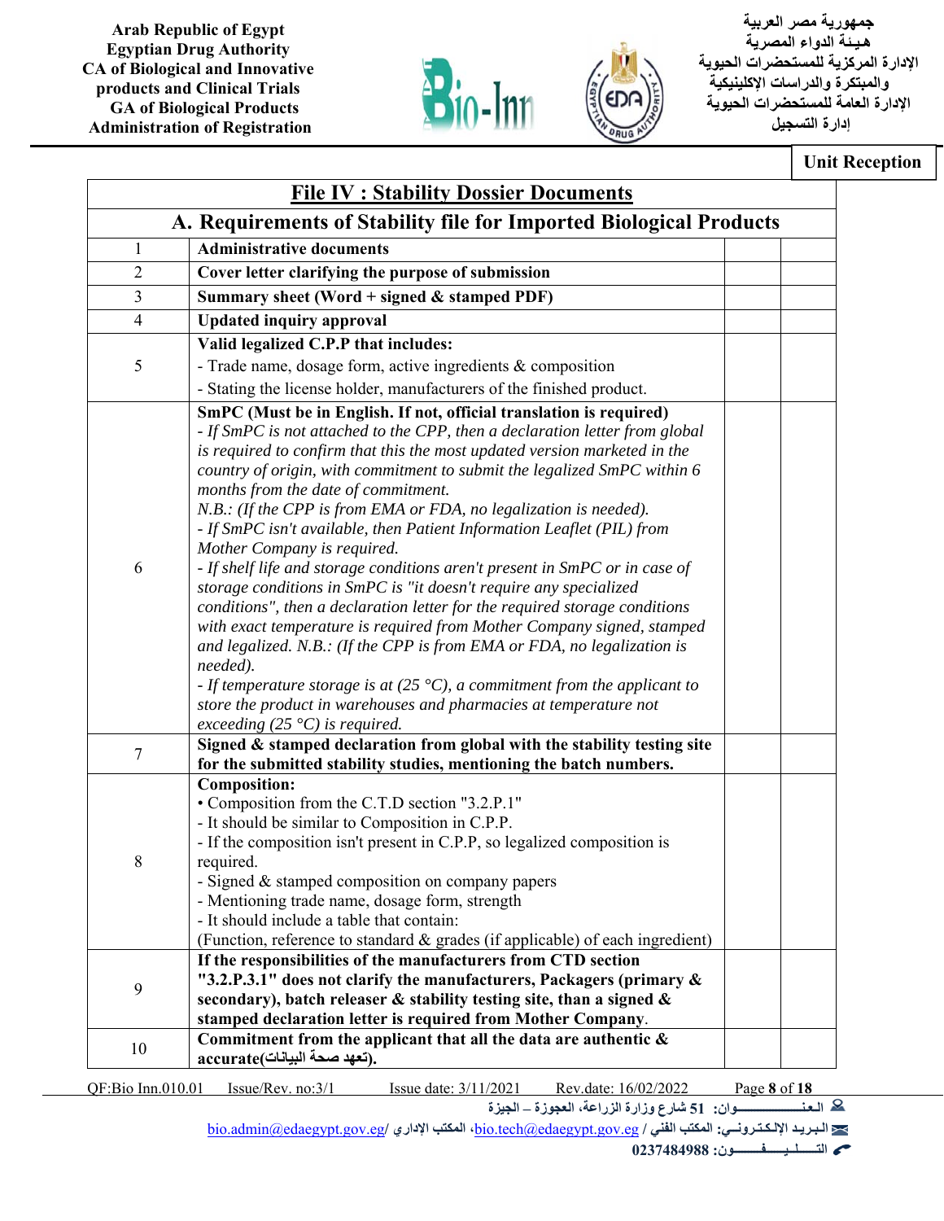Arab Republic of Egypt
Egyptian Drug Authority
CA of Biological and Innovative products and Clinical Trials
GA of Biological Products
Administration of Registration

جمهورية مصر العربية
هيئة الدواء المصرية
الإدارة المركزية للمستحضرات الحيوية والمبتكرة والدراسات الإكلينيكية
الإدارة العامة للمستحضرات الحيوية
إدارة التسجيل

**Unit Reception**

## File IV : Stability Dossier Documents

### A. Requirements of Stability file for Imported Biological Products

| | | | |
|---|---|---|---|
| 1 | **Administrative documents** | | |
| 2 | **Cover letter clarifying the purpose of submission** | | |
| 3 | **Summary sheet (Word + signed & stamped PDF)** | | |
| 4 | **Updated inquiry approval** | | |
| 5 | **Valid legalized C.P.P that includes:**<br>- Trade name, dosage form, active ingredients & composition<br>- Stating the license holder, manufacturers of the finished product. | | |
| 6 | **SmPC (Must be in English. If not, official translation is required)**<br>*- If SmPC is not attached to the CPP, then a declaration letter from global is required to confirm that this the most updated version marketed in the country of origin, with commitment to submit the legalized SmPC within 6 months from the date of commitment.*<br>*N.B.: (If the CPP is from EMA or FDA, no legalization is needed).*<br>*- If SmPC isn't available, then Patient Information Leaflet (PIL) from Mother Company is required.*<br>*- If shelf life and storage conditions aren't present in SmPC or in case of storage conditions in SmPC is "it doesn't require any specialized conditions", then a declaration letter for the required storage conditions with exact temperature is required from Mother Company signed, stamped and legalized. N.B.: (If the CPP is from EMA or FDA, no legalization is needed).*<br>*- If temperature storage is at (25 °C), a commitment from the applicant to store the product in warehouses and pharmacies at temperature not exceeding (25 °C) is required.* | | |
| 7 | **Signed & stamped declaration from global with the stability testing site for the submitted stability studies, mentioning the batch numbers.** | | |
| 8 | **Composition:**<br>• Composition from the C.T.D section "3.2.P.1"<br>- It should be similar to Composition in C.P.P.<br>- If the composition isn't present in C.P.P, so legalized composition is required.<br>- Signed & stamped composition on company papers<br>- Mentioning trade name, dosage form, strength<br>- It should include a table that contain:<br>(Function, reference to standard & grades (if applicable) of each ingredient) | | |
| 9 | **If the responsibilities of the manufacturers from CTD section "3.2.P.3.1" does not clarify the manufacturers, Packagers (primary & secondary), batch releaser & stability testing site, than a signed & stamped declaration letter is required from Mother Company**. | | |
| 10 | **Commitment from the applicant that all the data are authentic & accurate(تعهد صحة البيانات).** | | |

QF:Bio Inn.010.01 Issue/Rev. no:3/1 Issue date: 3/11/2021 Rev.date: 16/02/2022

العنوان: 51 شارع وزارة الزراعة، العجوزة – الجيزة
البريد الإلكتروني: المكتب الفني / bio.tech@edaegypt.gov.eg، المكتب الإداري / bio.admin@edaegypt.gov.eg
التليفون: 0237484988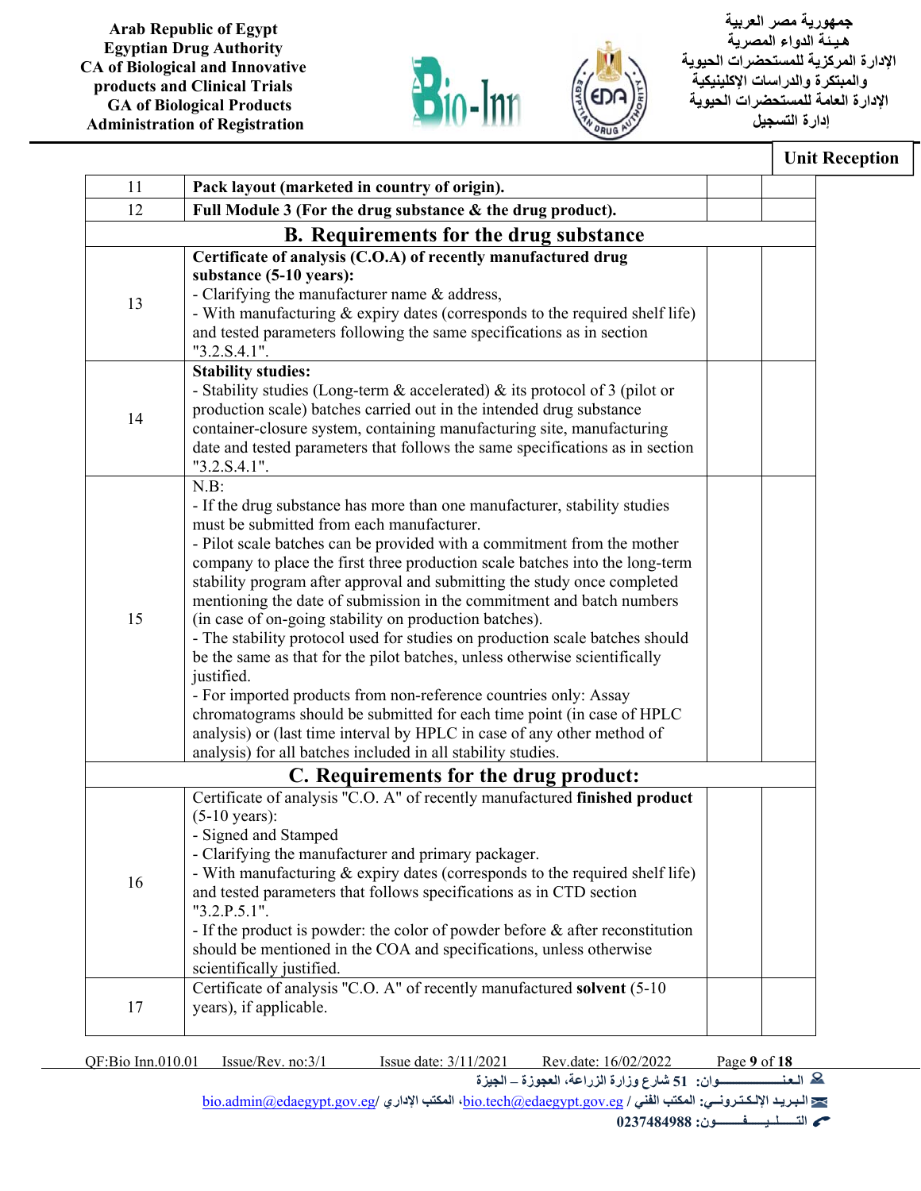Unit Reception

| | | | |
|---|---|---|---|
| 11 | **Pack layout (marketed in country of origin).** | | |
| 12 | **Full Module 3 (For the drug substance & the drug product).** | | |
| **B. Requirements for the drug substance** | | | |
| 13 | **Certificate of analysis (C.O.A) of recently manufactured drug substance (5-10 years):**<br>- Clarifying the manufacturer name & address,<br>- With manufacturing & expiry dates (corresponds to the required shelf life) and tested parameters following the same specifications as in section "3.2.S.4.1". | | |
| 14 | **Stability studies:**<br>- Stability studies (Long-term & accelerated) & its protocol of 3 (pilot or production scale) batches carried out in the intended drug substance container-closure system, containing manufacturing site, manufacturing date and tested parameters that follows the same specifications as in section "3.2.S.4.1". | | |
| 15 | N.B:<br>- If the drug substance has more than one manufacturer, stability studies must be submitted from each manufacturer.<br>- Pilot scale batches can be provided with a commitment from the mother company to place the first three production scale batches into the long-term stability program after approval and submitting the study once completed mentioning the date of submission in the commitment and batch numbers (in case of on-going stability on production batches).<br>- The stability protocol used for studies on production scale batches should be the same as that for the pilot batches, unless otherwise scientifically justified.<br>- For imported products from non-reference countries only: Assay chromatograms should be submitted for each time point (in case of HPLC analysis) or (last time interval by HPLC in case of any other method of analysis) for all batches included in all stability studies. | | |
| **C. Requirements for the drug product:** | | | |
| 16 | Certificate of analysis "C.O. A" of recently manufactured **finished product** (5-10 years):<br>- Signed and Stamped<br>- Clarifying the manufacturer and primary packager.<br>- With manufacturing & expiry dates (corresponds to the required shelf life) and tested parameters that follows specifications as in CTD section "3.2.P.5.1".<br>- If the product is powder: the color of powder before & after reconstitution should be mentioned in the COA and specifications, unless otherwise scientifically justified. | | |
| 17 | Certificate of analysis "C.O. A" of recently manufactured **solvent** (5-10 years), if applicable. | | |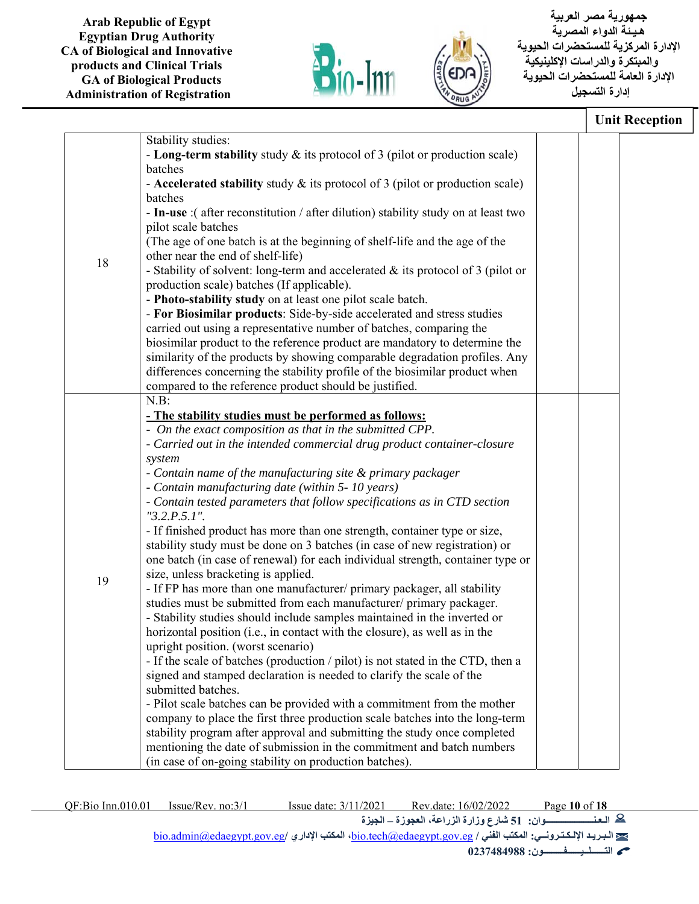Unit Reception

| | | | |
|---|---|---|---|
| 18 | Stability studies:<br>- **Long-term stability** study & its protocol of 3 (pilot or production scale) batches<br>- **Accelerated stability** study & its protocol of 3 (pilot or production scale) batches<br>- **In-use** :( after reconstitution / after dilution) stability study on at least two pilot scale batches<br>(The age of one batch is at the beginning of shelf-life and the age of the other near the end of shelf-life)<br>- Stability of solvent: long-term and accelerated & its protocol of 3 (pilot or production scale) batches (If applicable).<br>- **Photo-stability study** on at least one pilot scale batch.<br>- **For Biosimilar products**: Side-by-side accelerated and stress studies carried out using a representative number of batches, comparing the biosimilar product to the reference product are mandatory to determine the similarity of the products by showing comparable degradation profiles. Any differences concerning the stability profile of the biosimilar product when compared to the reference product should be justified. | | |
| 19 | N.B:<br>**- The stability studies must be performed as follows:**<br>- *On the exact composition as that in the submitted CPP.*<br>- *Carried out in the intended commercial drug product container-closure system*<br>- *Contain name of the manufacturing site & primary packager*<br>- *Contain manufacturing date (within 5- 10 years)*<br>- *Contain tested parameters that follow specifications as in CTD section "3.2.P.5.1".*<br>- If finished product has more than one strength, container type or size, stability study must be done on 3 batches (in case of new registration) or one batch (in case of renewal) for each individual strength, container type or size, unless bracketing is applied.<br>- If FP has more than one manufacturer/ primary packager, all stability studies must be submitted from each manufacturer/ primary packager.<br>- Stability studies should include samples maintained in the inverted or horizontal position (i.e., in contact with the closure), as well as in the upright position. (worst scenario)<br>- If the scale of batches (production / pilot) is not stated in the CTD, then a signed and stamped declaration is needed to clarify the scale of the submitted batches.<br>- Pilot scale batches can be provided with a commitment from the mother company to place the first three production scale batches into the long-term stability program after approval and submitting the study once completed mentioning the date of submission in the commitment and batch numbers (in case of on-going stability on production batches). | | |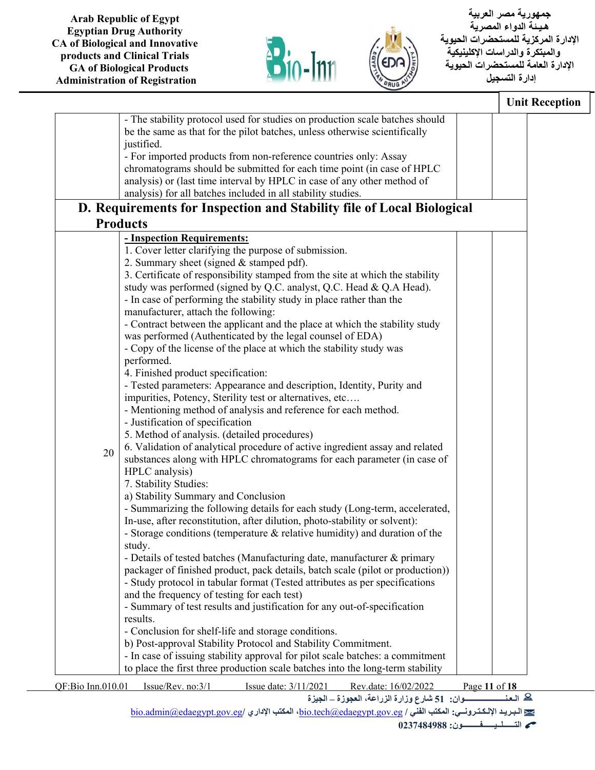| | | | |
|---|---|---|---|
| | - The stability protocol used for studies on production scale batches should be the same as that for the pilot batches, unless otherwise scientifically justified.<br>- For imported products from non-reference countries only: Assay chromatograms should be submitted for each time point (in case of HPLC analysis) or (last time interval by HPLC in case of any other method of analysis) for all batches included in all stability studies. | | |
| **D. Requirements for Inspection and Stability file of Local Biological Products** | | | |
| 20 | **- Inspection Requirements:**<br>1. Cover letter clarifying the purpose of submission.<br>2. Summary sheet (signed & stamped pdf).<br>3. Certificate of responsibility stamped from the site at which the stability study was performed (signed by Q.C. analyst, Q.C. Head & Q.A Head).<br>- In case of performing the stability study in place rather than the manufacturer, attach the following:<br>- Contract between the applicant and the place at which the stability study was performed (Authenticated by the legal counsel of EDA)<br>- Copy of the license of the place at which the stability study was performed.<br>4. Finished product specification:<br>- Tested parameters: Appearance and description, Identity, Purity and impurities, Potency, Sterility test or alternatives, etc….<br>- Mentioning method of analysis and reference for each method.<br>- Justification of specification<br>5. Method of analysis. (detailed procedures)<br>6. Validation of analytical procedure of active ingredient assay and related substances along with HPLC chromatograms for each parameter (in case of HPLC analysis)<br>7. Stability Studies:<br>a) Stability Summary and Conclusion<br>- Summarizing the following details for each study (Long-term, accelerated, In-use, after reconstitution, after dilution, photo-stability or solvent):<br>- Storage conditions (temperature & relative humidity) and duration of the study.<br>- Details of tested batches (Manufacturing date, manufacturer & primary packager of finished product, pack details, batch scale (pilot or production))<br>- Study protocol in tabular format (Tested attributes as per specifications and the frequency of testing for each test)<br>- Summary of test results and justification for any out-of-specification results.<br>- Conclusion for shelf-life and storage conditions.<br>b) Post-approval Stability Protocol and Stability Commitment.<br>- In case of issuing stability approval for pilot scale batches: a commitment to place the first three production scale batches into the long-term stability | | |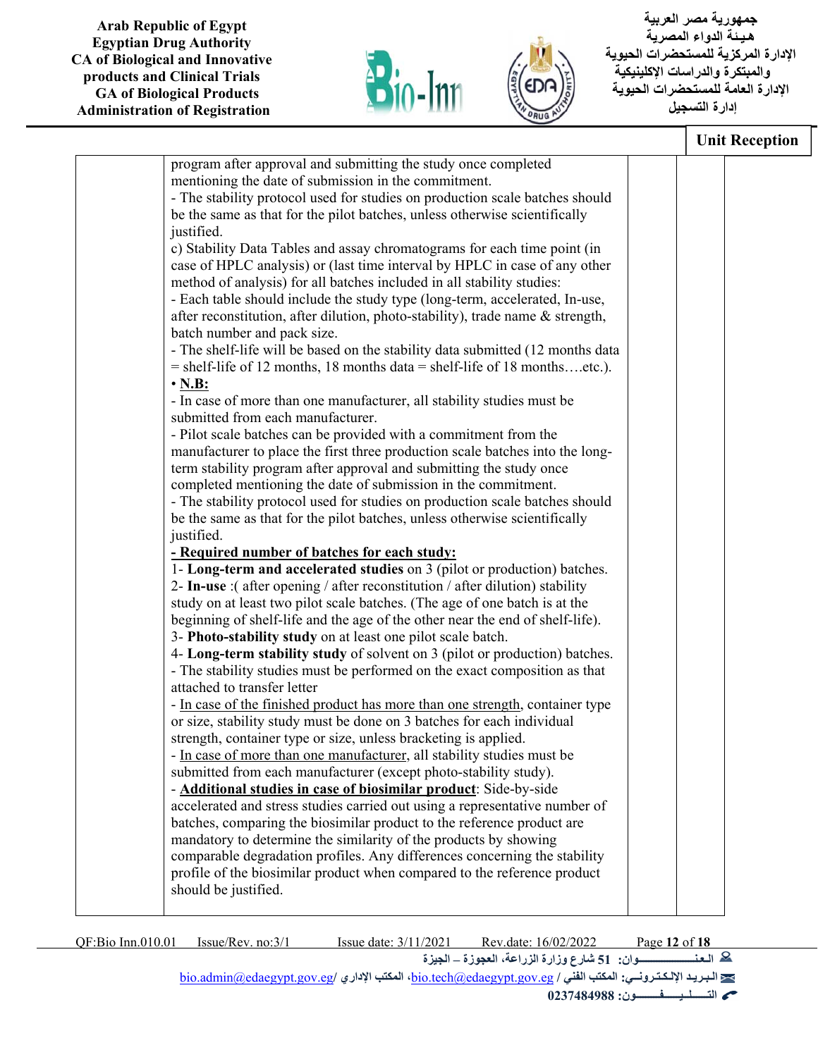program after approval and submitting the study once completed mentioning the date of submission in the commitment.

- The stability protocol used for studies on production scale batches should be the same as that for the pilot batches, unless otherwise scientifically justified.

c) Stability Data Tables and assay chromatograms for each time point (in case of HPLC analysis) or (last time interval by HPLC in case of any other method of analysis) for all batches included in all stability studies:

- Each table should include the study type (long-term, accelerated, In-use, after reconstitution, after dilution, photo-stability), trade name & strength, batch number and pack size.
- The shelf-life will be based on the stability data submitted (12 months data = shelf-life of 12 months, 18 months data = shelf-life of 18 months….etc.).

• **N.B:**

- In case of more than one manufacturer, all stability studies must be submitted from each manufacturer.
- Pilot scale batches can be provided with a commitment from the manufacturer to place the first three production scale batches into the long-term stability program after approval and submitting the study once completed mentioning the date of submission in the commitment.
- The stability protocol used for studies on production scale batches should be the same as that for the pilot batches, unless otherwise scientifically justified.

**- Required number of batches for each study:**

1- **Long-term and accelerated studies** on 3 (pilot or production) batches.
2- **In-use** :( after opening / after reconstitution / after dilution) stability study on at least two pilot scale batches. (The age of one batch is at the beginning of shelf-life and the age of the other near the end of shelf-life).
3- **Photo-stability study** on at least one pilot scale batch.
4- **Long-term stability study** of solvent on 3 (pilot or production) batches.

- The stability studies must be performed on the exact composition as that attached to transfer letter
- In case of the finished product has more than one strength, container type or size, stability study must be done on 3 batches for each individual strength, container type or size, unless bracketing is applied.
- In case of more than one manufacturer, all stability studies must be submitted from each manufacturer (except photo-stability study).
- **Additional studies in case of biosimilar product**: Side-by-side accelerated and stress studies carried out using a representative number of batches, comparing the biosimilar product to the reference product are mandatory to determine the similarity of the products by showing comparable degradation profiles. Any differences concerning the stability profile of the biosimilar product when compared to the reference product should be justified.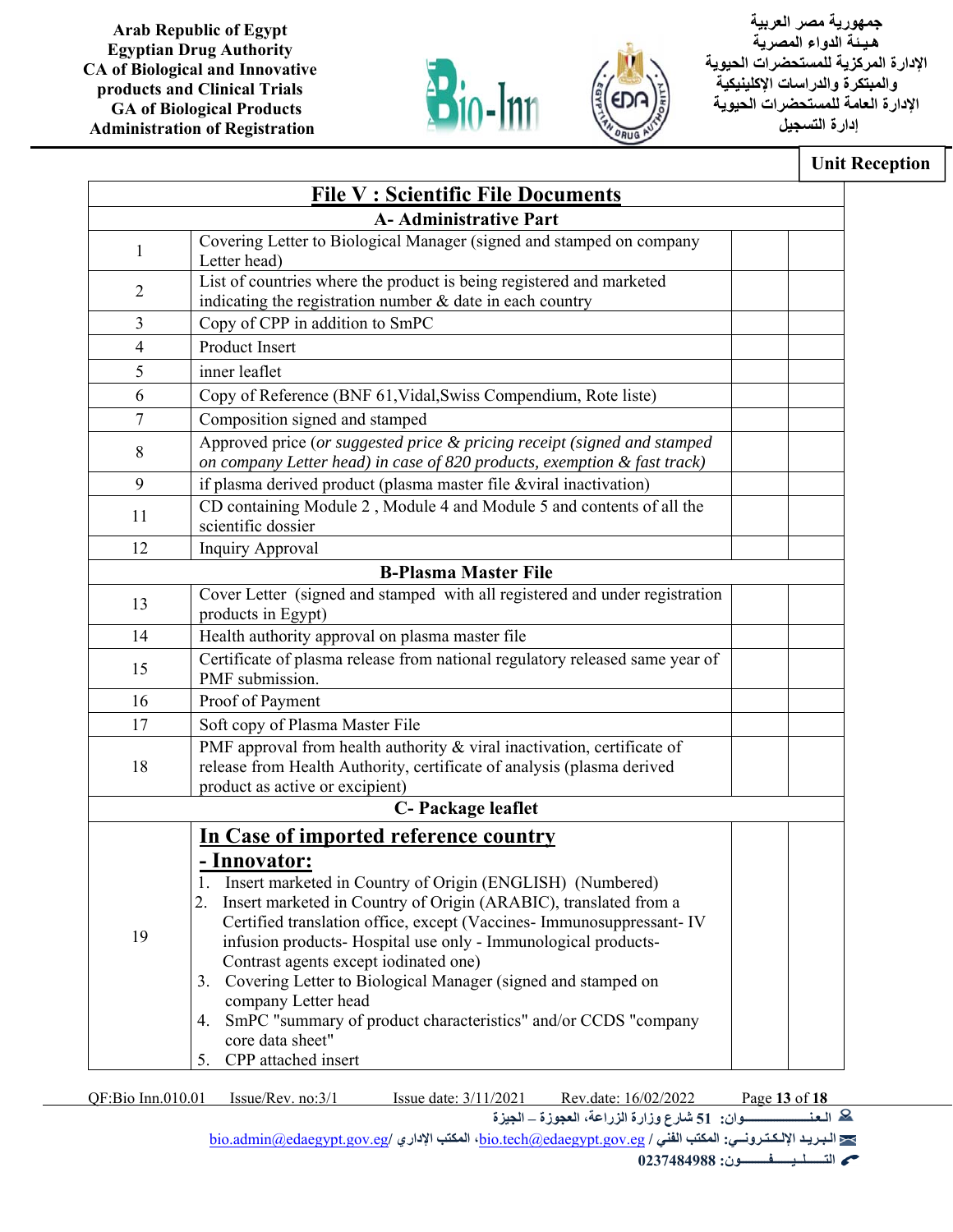Arab Republic of Egypt
Egyptian Drug Authority
CA of Biological and Innovative products and Clinical Trials
GA of Biological Products
Administration of Registration

جمهورية مصر العربية
هيئة الدواء المصرية
الإدارة المركزية للمستحضرات الحيوية والمبتكرة والدراسات الإكلينيكية
الإدارة العامة للمستحضرات الحيوية
إدارة التسجيل

**Unit Reception**

| **File V : Scientific File Documents** | | | |
|---|---|---|---|
| **A- Administrative Part** | | | |
| 1 | Covering Letter to Biological Manager (signed and stamped on company Letter head) | | |
| 2 | List of countries where the product is being registered and marketed indicating the registration number & date in each country | | |
| 3 | Copy of CPP in addition to SmPC | | |
| 4 | Product Insert | | |
| 5 | inner leaflet | | |
| 6 | Copy of Reference (BNF 61,Vidal,Swiss Compendium, Rote liste) | | |
| 7 | Composition signed and stamped | | |
| 8 | Approved price (*or suggested price & pricing receipt (signed and stamped on company Letter head) in case of 820 products, exemption & fast track)* | | |
| 9 | if plasma derived product (plasma master file &viral inactivation) | | |
| 11 | CD containing Module 2 , Module 4 and Module 5 and contents of all the scientific dossier | | |
| 12 | Inquiry Approval | | |
| **B-Plasma Master File** | | | |
| 13 | Cover Letter (signed and stamped with all registered and under registration products in Egypt) | | |
| 14 | Health authority approval on plasma master file | | |
| 15 | Certificate of plasma release from national regulatory released same year of PMF submission. | | |
| 16 | Proof of Payment | | |
| 17 | Soft copy of Plasma Master File | | |
| 18 | PMF approval from health authority & viral inactivation, certificate of release from Health Authority, certificate of analysis (plasma derived product as active or excipient) | | |
| **C- Package leaflet** | | | |
| 19 | **<u>In Case of imported reference country</u>**<br>**<u>- Innovator:</u>**<br>1. Insert marketed in Country of Origin (ENGLISH) (Numbered)<br>2. Insert marketed in Country of Origin (ARABIC), translated from a Certified translation office, except (Vaccines- Immunosuppressant- IV infusion products- Hospital use only - Immunological products- Contrast agents except iodinated one)<br>3. Covering Letter to Biological Manager (signed and stamped on company Letter head<br>4. SmPC "summary of product characteristics" and/or CCDS "company core data sheet"<br>5. CPP attached insert | | |

QF:Bio Inn.010.01 Issue/Rev. no:3/1 Issue date: 3/11/2021 Rev.date: 16/02/2022

العنــــــــــوان: 51 شارع وزارة الزراعة، العجوزة – الجيزة
البريد الإلكتروني: المكتب الفني / bio.tech@edaegypt.gov.eg، المكتب الإداري / bio.admin@edaegypt.gov.eg
التـــليـــفــــون: 0237484988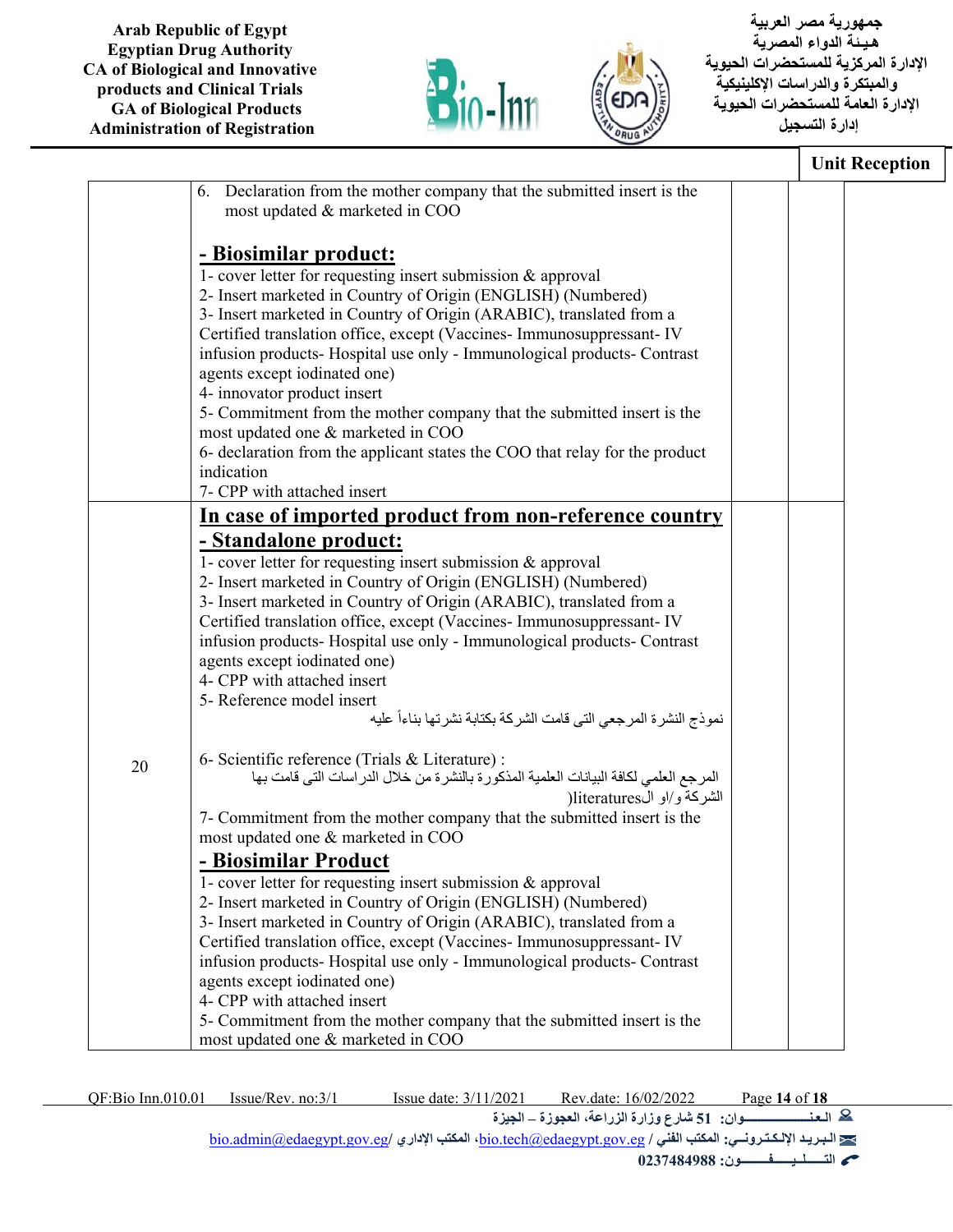Unit Reception

| | | | |
|---|---|---|---|
| | 6. Declaration from the mother company that the submitted insert is the most updated & marketed in COO<br><br>**- Biosimilar product:**<br>1- cover letter for requesting insert submission & approval<br>2- Insert marketed in Country of Origin (ENGLISH) (Numbered)<br>3- Insert marketed in Country of Origin (ARABIC), translated from a Certified translation office, except (Vaccines- Immunosuppressant- IV infusion products- Hospital use only - Immunological products- Contrast agents except iodinated one)<br>4- innovator product insert<br>5- Commitment from the mother company that the submitted insert is the most updated one & marketed in COO<br>6- declaration from the applicant states the COO that relay for the product indication<br>7- CPP with attached insert | | |
| 20 | **In case of imported product from non-reference country**<br>**- Standalone product:**<br>1- cover letter for requesting insert submission & approval<br>2- Insert marketed in Country of Origin (ENGLISH) (Numbered)<br>3- Insert marketed in Country of Origin (ARABIC), translated from a Certified translation office, except (Vaccines- Immunosuppressant- IV infusion products- Hospital use only - Immunological products- Contrast agents except iodinated one)<br>4- CPP with attached insert<br>5- Reference model insert<br>نموذج النشرة المرجعي التى قامت الشركة بكتابة نشرتها بناءاً عليه<br><br>6- Scientific reference (Trials & Literature) :<br>المرجع العلمي لكافة البيانات العلمية المذكورة بالنشرة من خلال الدراسات التى قامت بها الشركة و/او الliteratures)<br>7- Commitment from the mother company that the submitted insert is the most updated one & marketed in COO<br>**- Biosimilar Product**<br>1- cover letter for requesting insert submission & approval<br>2- Insert marketed in Country of Origin (ENGLISH) (Numbered)<br>3- Insert marketed in Country of Origin (ARABIC), translated from a Certified translation office, except (Vaccines- Immunosuppressant- IV infusion products- Hospital use only - Immunological products- Contrast agents except iodinated one)<br>4- CPP with attached insert<br>5- Commitment from the mother company that the submitted insert is the most updated one & marketed in COO | | |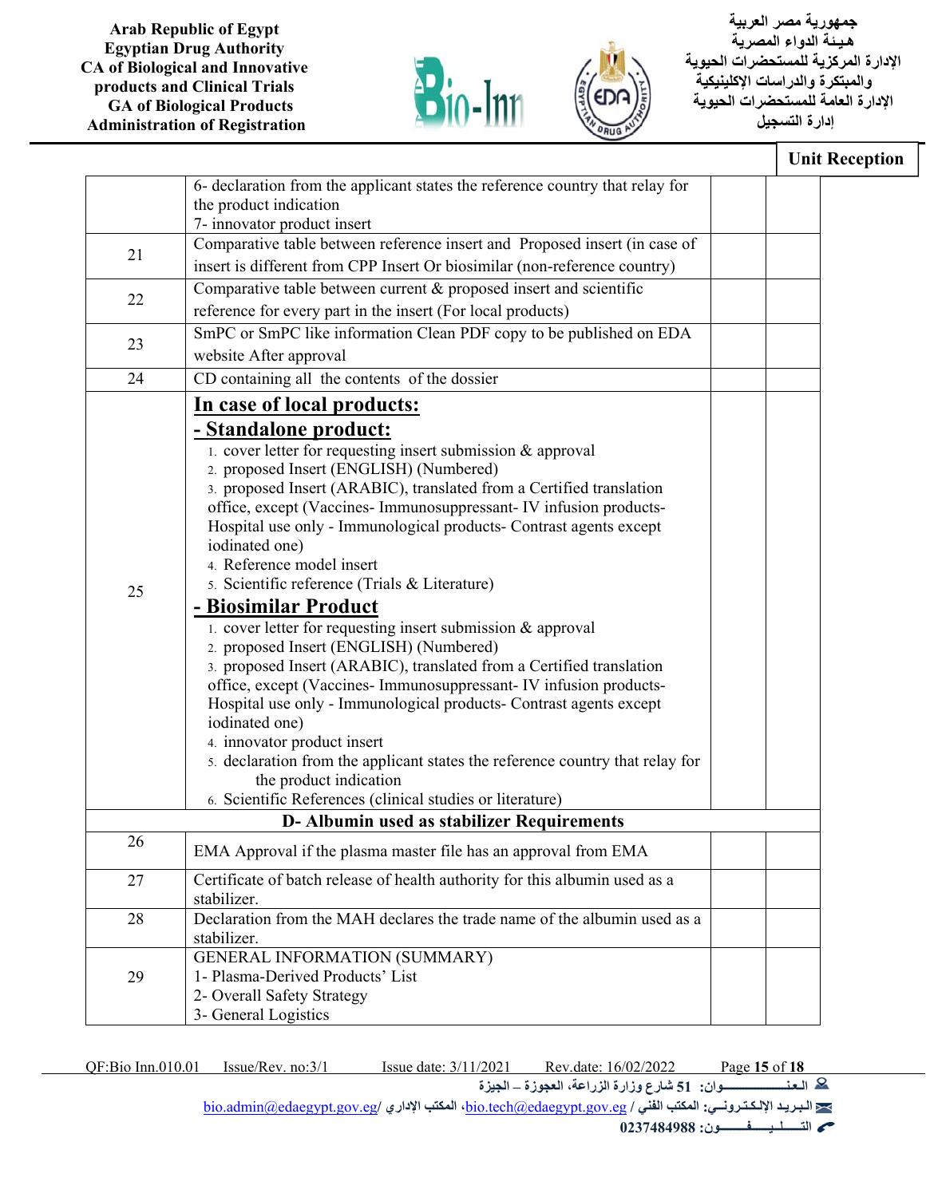Unit Reception

| | | | |
|---|---|---|---|
| | 6- declaration from the applicant states the reference country that relay for the product indication<br>7- innovator product insert | | |
| 21 | Comparative table between reference insert and Proposed insert (in case of insert is different from CPP Insert Or biosimilar (non-reference country) | | |
| 22 | Comparative table between current & proposed insert and scientific reference for every part in the insert (For local products) | | |
| 23 | SmPC or SmPC like information Clean PDF copy to be published on EDA website After approval | | |
| 24 | CD containing all the contents of the dossier | | |
| 25 | **In case of local products:**<br>**- Standalone product:**<br>1. cover letter for requesting insert submission & approval<br>2. proposed Insert (ENGLISH) (Numbered)<br>3. proposed Insert (ARABIC), translated from a Certified translation office, except (Vaccines- Immunosuppressant- IV infusion products- Hospital use only - Immunological products- Contrast agents except iodinated one)<br>4. Reference model insert<br>5. Scientific reference (Trials & Literature)<br>**- Biosimilar Product**<br>1. cover letter for requesting insert submission & approval<br>2. proposed Insert (ENGLISH) (Numbered)<br>3. proposed Insert (ARABIC), translated from a Certified translation office, except (Vaccines- Immunosuppressant- IV infusion products- Hospital use only - Immunological products- Contrast agents except iodinated one)<br>4. innovator product insert<br>5. declaration from the applicant states the reference country that relay for the product indication<br>6. Scientific References (clinical studies or literature) | | |
| **D- Albumin used as stabilizer Requirements** | | | |
| 26 | EMA Approval if the plasma master file has an approval from EMA | | |
| 27 | Certificate of batch release of health authority for this albumin used as a stabilizer. | | |
| 28 | Declaration from the MAH declares the trade name of the albumin used as a stabilizer. | | |
| 29 | GENERAL INFORMATION (SUMMARY)<br>1- Plasma-Derived Products' List<br>2- Overall Safety Strategy<br>3- General Logistics | | |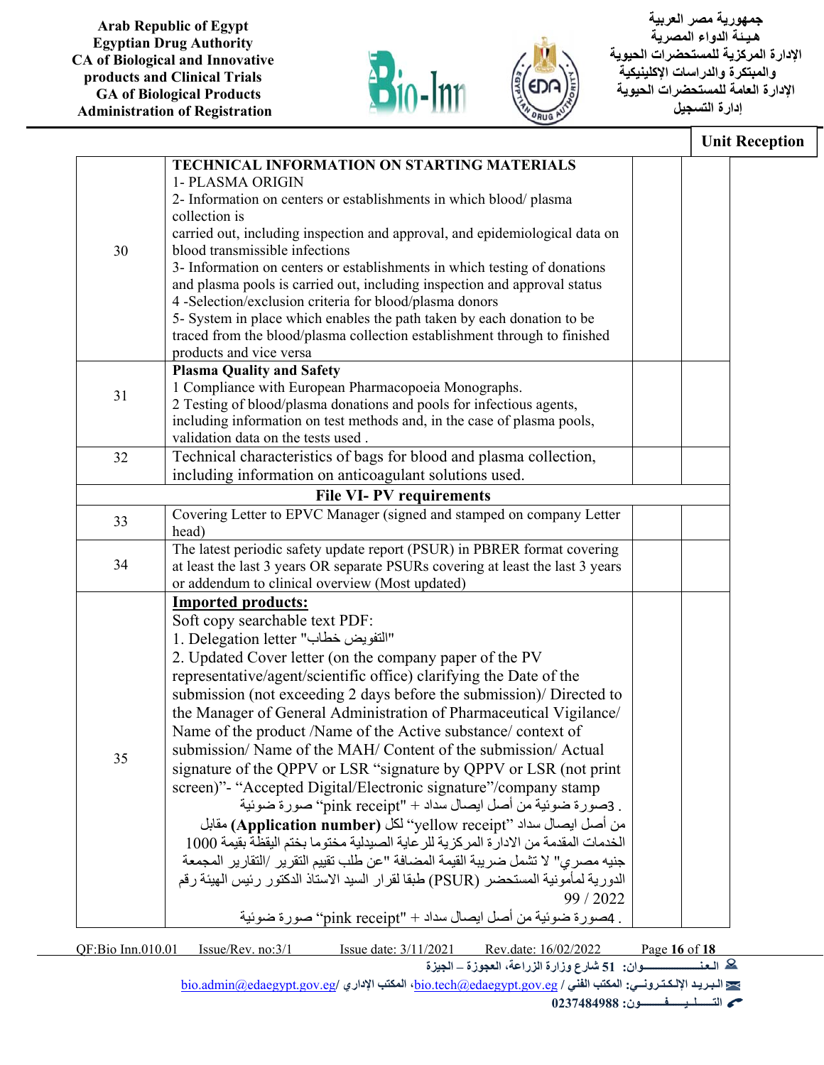Arab Republic of Egypt
Egyptian Drug Authority
CA of Biological and Innovative products and Clinical Trials
GA of Biological Products
Administration of Registration

جمهورية مصر العربية
هيئة الدواء المصرية
الإدارة المركزية للمستحضرات الحيوية والمبتكرة والدراسات الإكلينيكية
الإدارة العامة للمستحضرات الحيوية
إدارة التسجيل

**Unit Reception**

| | | | |
|---|---|---|---|
| 30 | **TECHNICAL INFORMATION ON STARTING MATERIALS**<br>1- PLASMA ORIGIN<br>2- Information on centers or establishments in which blood/ plasma collection is carried out, including inspection and approval, and epidemiological data on blood transmissible infections<br>3- Information on centers or establishments in which testing of donations and plasma pools is carried out, including inspection and approval status<br>4 -Selection/exclusion criteria for blood/plasma donors<br>5- System in place which enables the path taken by each donation to be traced from the blood/plasma collection establishment through to finished products and vice versa | | |
| 31 | **Plasma Quality and Safety**<br>1 Compliance with European Pharmacopoeia Monographs.<br>2 Testing of blood/plasma donations and pools for infectious agents, including information on test methods and, in the case of plasma pools, validation data on the tests used . | | |
| 32 | Technical characteristics of bags for blood and plasma collection, including information on anticoagulant solutions used. | | |
| | **File VI- PV requirements** | | |
| 33 | Covering Letter to EPVC Manager (signed and stamped on company Letter head) | | |
| 34 | The latest periodic safety update report (PSUR) in PBRER format covering at least the last 3 years OR separate PSURs covering at least the last 3 years or addendum to clinical overview (Most updated) | | |
| 35 | **Imported products:**<br>Soft copy searchable text PDF:<br>1. Delegation letter "التفويض خطاب"<br>2. Updated Cover letter (on the company paper of the PV representative/agent/scientific office) clarifying the Date of the submission (not exceeding 2 days before the submission)/ Directed to the Manager of General Administration of Pharmaceutical Vigilance/ Name of the product /Name of the Active substance/ context of submission/ Name of the MAH/ Content of the submission/ Actual signature of the QPPV or LSR "signature by QPPV or LSR (not print screen)"- "Accepted Digital/Electronic signature"/company stamp<br>3. صورة ضوئية من أصل ايصال سداد "pink receipt" + صورة ضوئية من أصل ايصال سداد "yellow receipt" لكل **(Application number)** مقابل الخدمات المقدمة من الادارة المركزية للرعاية الصيدلية مختوما بختم اليقظة بقيمة 1000 جنيه مصري" لا تشمل ضريبة القيمة المضافة "عن طلب تقييم التقرير /التقارير المجمعة الدورية لمأمونية المستحضر (PSUR) طبقا لقرار السيد الاستاذ الدكتور رئيس الهيئة رقم 99 / 2022<br>4. صورة ضوئية من أصل ايصال سداد "pink receipt" + صورة ضوئية | | |

QF:Bio Inn.010.01 Issue/Rev. no:3/1 Issue date: 3/11/2021 Rev.date: 16/02/2022

العنوان: 51 شارع وزارة الزراعة، العجوزة – الجيزة
البريد الإلكتروني: المكتب الفني / bio.tech@edaegypt.gov.eg، المكتب الإداري / bio.admin@edaegypt.gov.eg
التليفون: 0237484988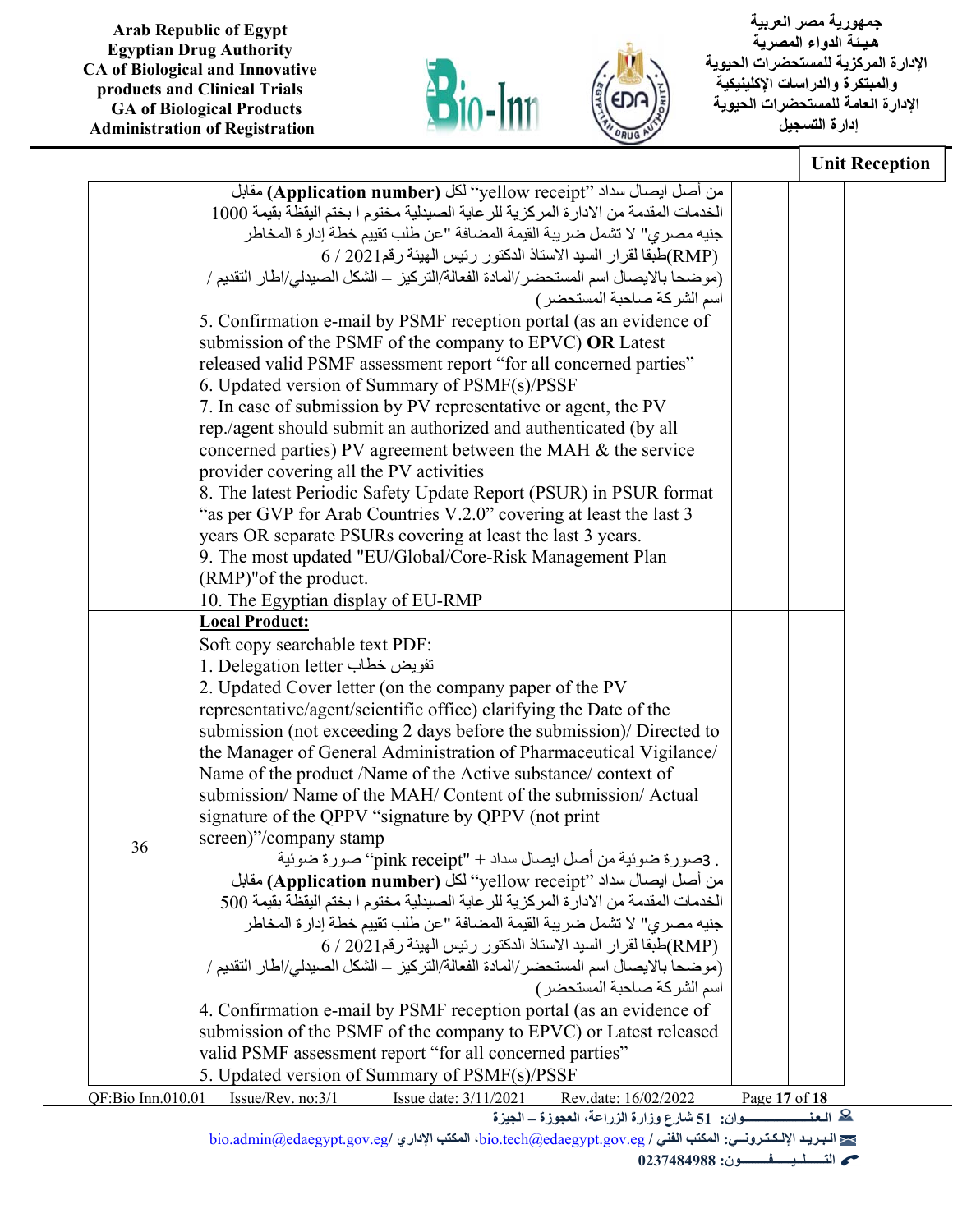| | | | |
|---|---|---|---|
| | من أصل ايصال سداد "yellow receipt" لكل **(Application number)** مقابل الخدمات المقدمة من الادارة المركزية للرعاية الصيدلية مختوم ا بختم اليقظة بقيمة 1000 جنيه مصري" لا تشمل ضريبة القيمة المضافة "عن طلب تقييم خطة إدارة المخاطر (RMP)طبقا لقرار السيد الاستاذ الدكتور رئيس الهيئة رقم2021 / 6 (موضحا بالايصال اسم المستحضر/المادة الفعالة/التركيز – الشكل الصيدلي/اطار التقديم / اسم الشركة صاحبة المستحضر)<br>5. Confirmation e-mail by PSMF reception portal (as an evidence of submission of the PSMF of the company to EPVC) **OR** Latest released valid PSMF assessment report "for all concerned parties"<br>6. Updated version of Summary of PSMF(s)/PSSF<br>7. In case of submission by PV representative or agent, the PV rep./agent should submit an authorized and authenticated (by all concerned parties) PV agreement between the MAH & the service provider covering all the PV activities<br>8. The latest Periodic Safety Update Report (PSUR) in PSUR format "as per GVP for Arab Countries V.2.0" covering at least the last 3 years OR separate PSURs covering at least the last 3 years.<br>9. The most updated "EU/Global/Core-Risk Management Plan (RMP)"of the product.<br>10. The Egyptian display of EU-RMP | | |
| 36 | **Local Product:**<br>Soft copy searchable text PDF:<br>1. Delegation letter تفويض خطاب<br>2. Updated Cover letter (on the company paper of the PV representative/agent/scientific office) clarifying the Date of the submission (not exceeding 2 days before the submission)/ Directed to the Manager of General Administration of Pharmaceutical Vigilance/ Name of the product /Name of the Active substance/ context of submission/ Name of the MAH/ Content of the submission/ Actual signature of the QPPV "signature by QPPV (not print screen)"/company stamp<br>3. صورة ضوئية من أصل ايصال سداد "pink receipt" + صورة ضوئية من أصل ايصال سداد "yellow receipt" لكل **(Application number)** مقابل الخدمات المقدمة من الادارة المركزية للرعاية الصيدلية مختوم ا بختم اليقظة بقيمة 500 جنيه مصري" لا تشمل ضريبة القيمة المضافة "عن طلب تقييم خطة إدارة المخاطر (RMP)طبقا لقرار السيد الاستاذ الدكتور رئيس الهيئة رقم2021 / 6 (موضحا بالايصال اسم المستحضر/المادة الفعالة/التركيز – الشكل الصيدلي/اطار التقديم / اسم الشركة صاحبة المستحضر)<br>4. Confirmation e-mail by PSMF reception portal (as an evidence of submission of the PSMF of the company to EPVC) or Latest released valid PSMF assessment report "for all concerned parties"<br>5. Updated version of Summary of PSMF(s)/PSSF | | |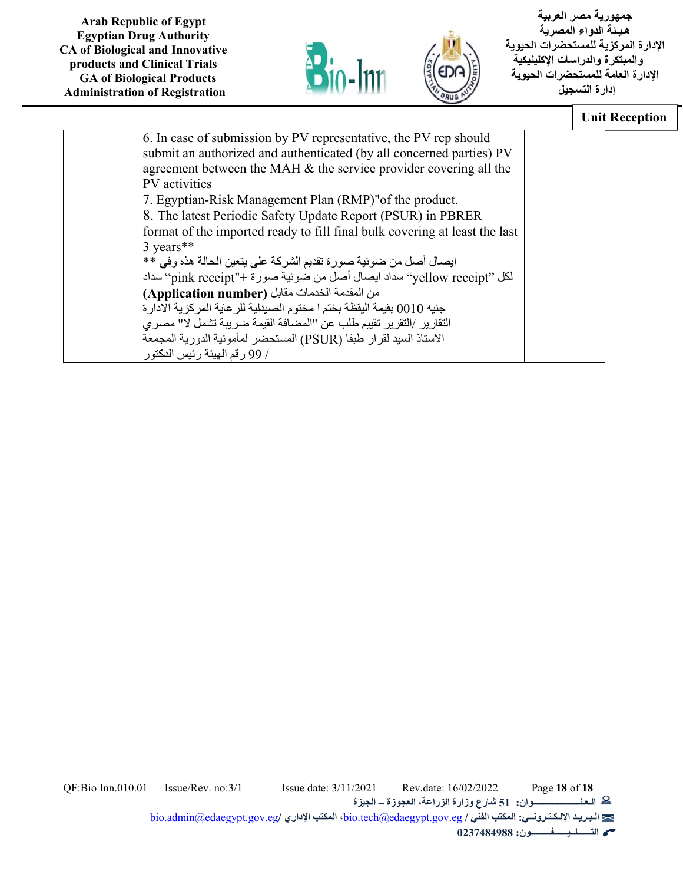Unit Reception

| | | | |
|---|---|---|---|
| | 6. In case of submission by PV representative, the PV rep should submit an authorized and authenticated (by all concerned parties) PV agreement between the MAH & the service provider covering all the PV activities<br>7. Egyptian-Risk Management Plan (RMP)"of the product.<br>8. The latest Periodic Safety Update Report (PSUR) in PBRER format of the imported ready to fill final bulk covering at least the last 3 years**<br>** وفي هذه الحالة يتعين على الشركة تقديم صورة ضوئية من أصل ايصال سداد "pink receipt"+ صورة ضوئية من أصل ايصال سداد "yellow receipt" لكل **(Application number)** من المقدمة الخدمات مقابل جنيه 0010 بقيمة اليقظة بختم ا مختوم الصيدلية للرعاية المركزية الادارة التقارير /التقرير تقييم طلب عن "المضافة القيمة ضريبة تشمل لا" مصري الاستاذ السيد لقرار طبقا (PSUR) المستحضر لمأمونية الدورية المجمعة / 99 رقم الهيئة رئيس الدكتور | | |